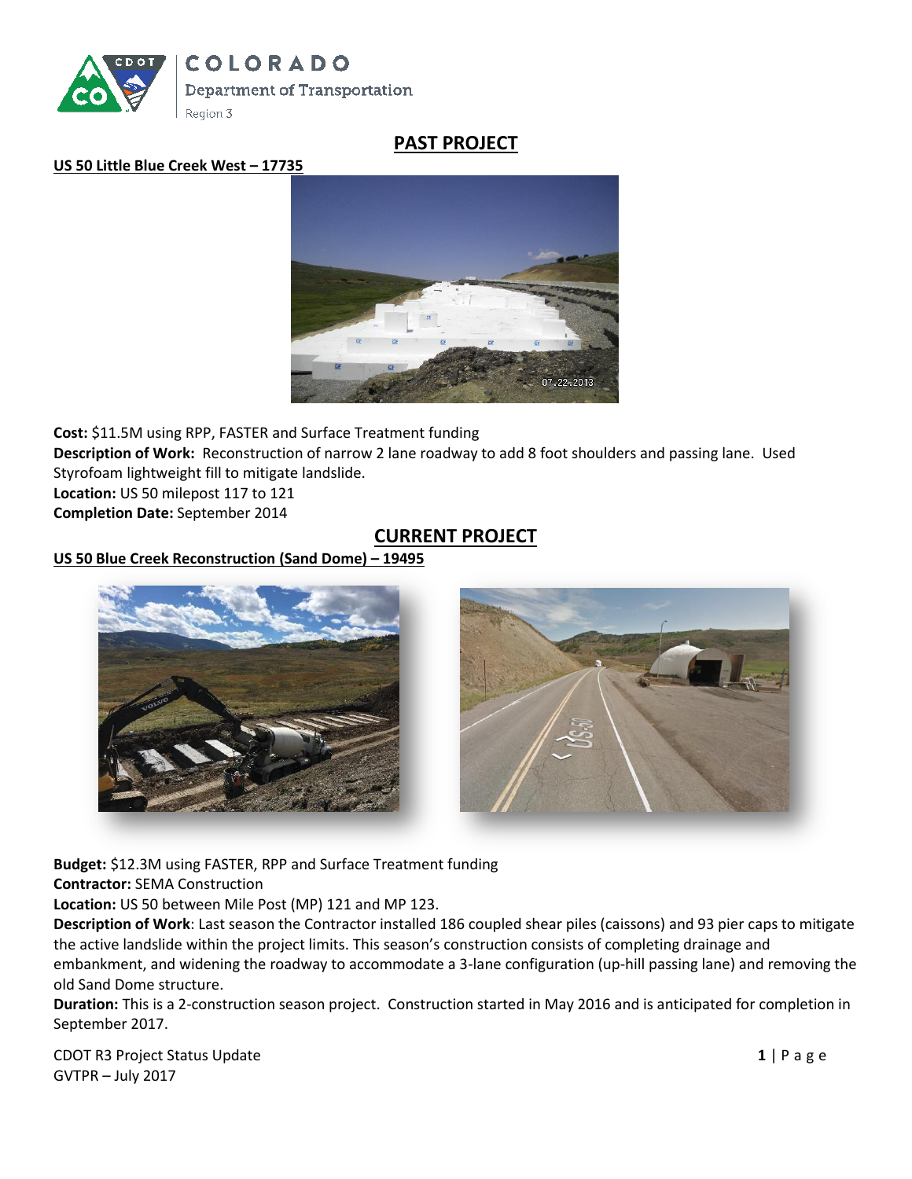## PAST PROJECT

**US 50 Little Blue Creek West – 17735**

**Cost:** $11.5M using RPP, FASTER and Surface Treatment funding
**Description of Work:** Reconstruction of narrow 2 lane roadway to add 8 foot shoulders and passing lane. Used Styrofoam lightweight fill to mitigate landslide.
**Location:** US 50 milepost 117 to 121
**Completion Date:** September 2014

## CURRENT PROJECT

**US 50 Blue Creek Reconstruction (Sand Dome) – 19495**

**Budget:** $12.3M using FASTER, RPP and Surface Treatment funding
**Contractor:** SEMA Construction
**Location:** US 50 between Mile Post (MP) 121 and MP 123.
**Description of Work**: Last season the Contractor installed 186 coupled shear piles (caissons) and 93 pier caps to mitigate the active landslide within the project limits. This season's construction consists of completing drainage and embankment, and widening the roadway to accommodate a 3-lane configuration (up-hill passing lane) and removing the old Sand Dome structure.
**Duration:** This is a 2-construction season project. Construction started in May 2016 and is anticipated for completion in September 2017.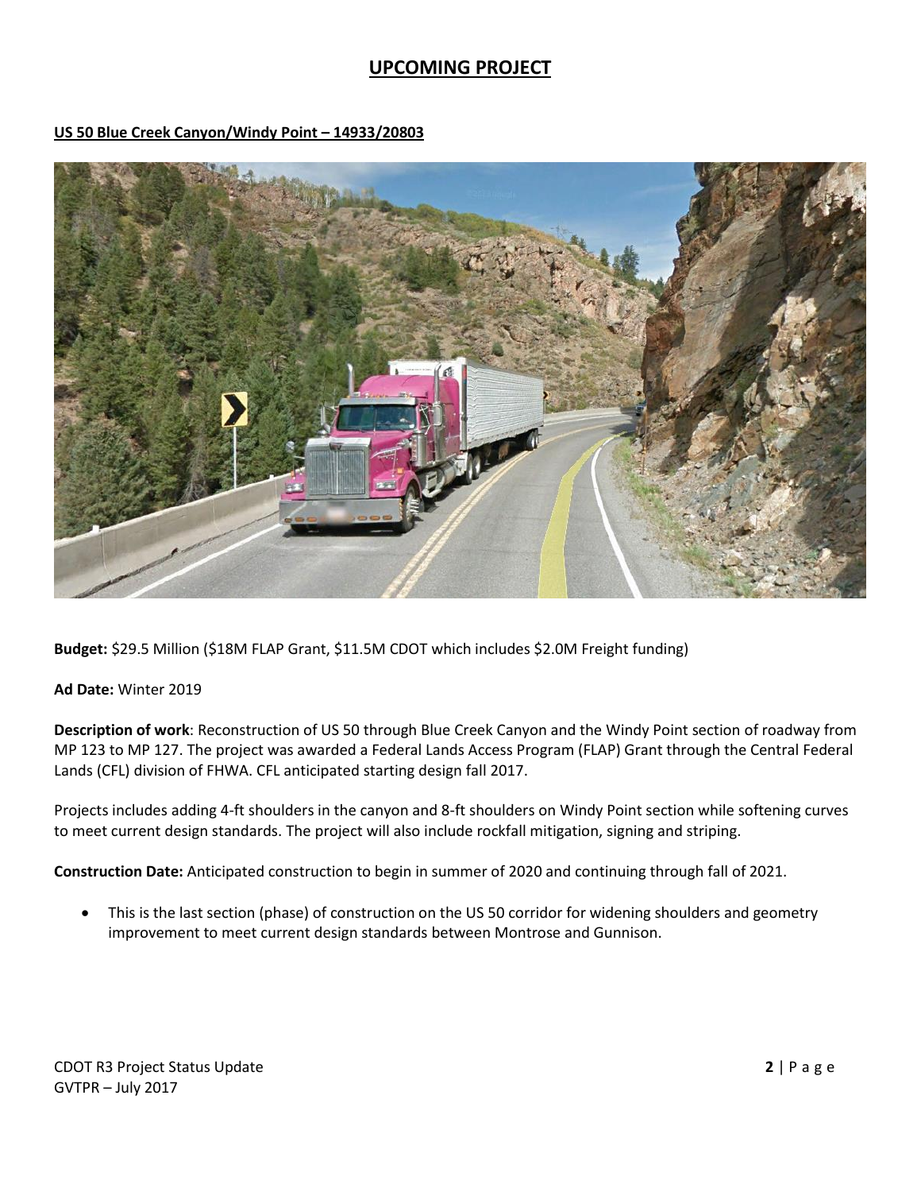# UPCOMING PROJECT

## US 50 Blue Creek Canyon/Windy Point – 14933/20803

**Budget:** $29.5 Million ($18M FLAP Grant, $11.5M CDOT which includes $2.0M Freight funding)

**Ad Date:** Winter 2019

**Description of work**: Reconstruction of US 50 through Blue Creek Canyon and the Windy Point section of roadway from MP 123 to MP 127. The project was awarded a Federal Lands Access Program (FLAP) Grant through the Central Federal Lands (CFL) division of FHWA. CFL anticipated starting design fall 2017.

Projects includes adding 4-ft shoulders in the canyon and 8-ft shoulders on Windy Point section while softening curves to meet current design standards. The project will also include rockfall mitigation, signing and striping.

**Construction Date:** Anticipated construction to begin in summer of 2020 and continuing through fall of 2021.

- This is the last section (phase) of construction on the US 50 corridor for widening shoulders and geometry improvement to meet current design standards between Montrose and Gunnison.